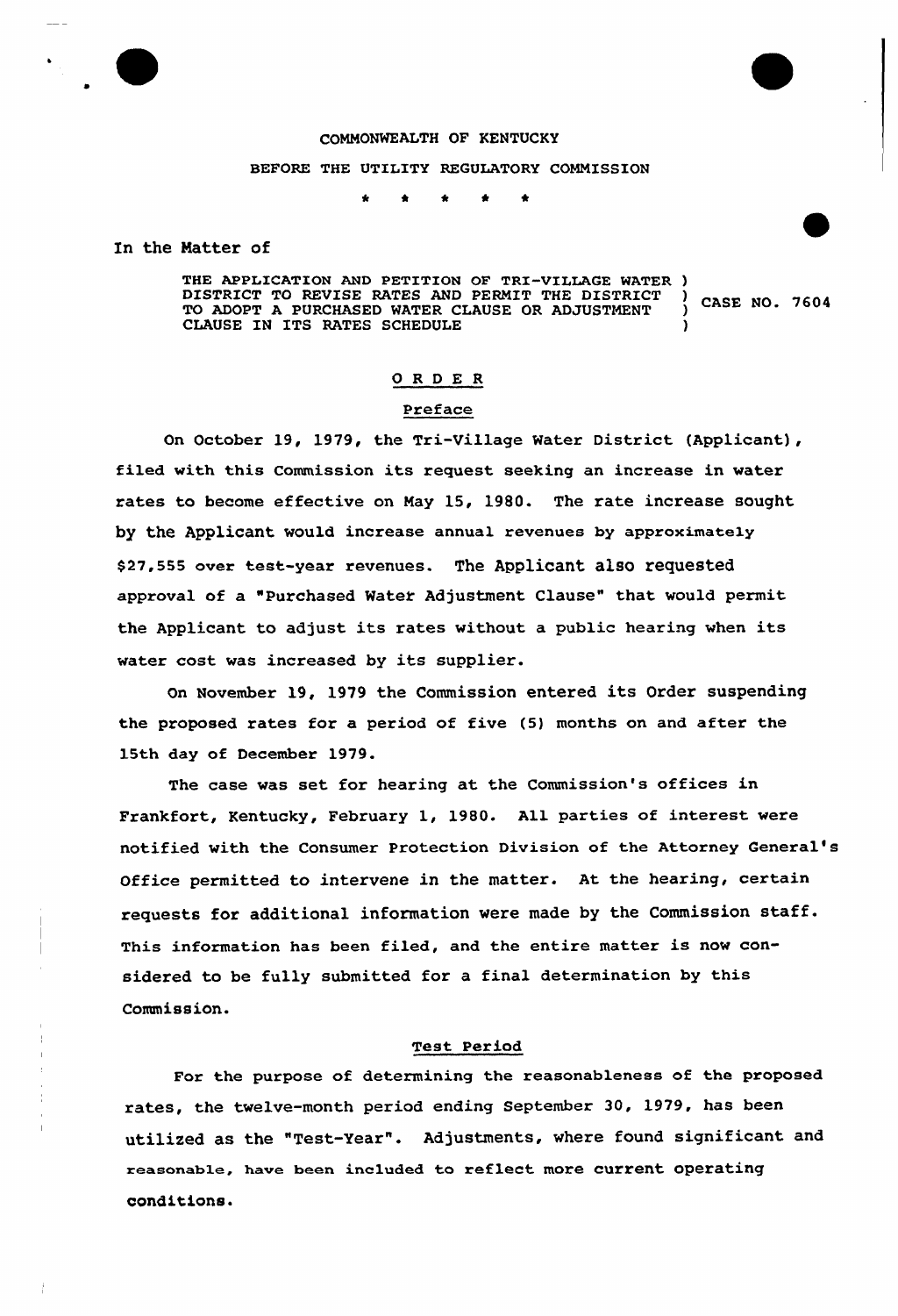COMMONWEALTH OF KENTUCKY

BEFORE THE UTILITY REGULATORY COMMISSION

\* \* \* \* \*

In the Matter of

THE APPLICATION AND PETITION OF TRI-VILLAGE WATER DISTRICT TO REVISE RATES AND PERMIT THE DISTRICT TO ADOPT A PURCHASED WATER CLAUSE OR ADJUSTMENT CLAUSE IN ITS RATES SCHEDULE ) CASE NO. 7604

# O R D E R

## Preface

On October 19, 1979, the Tri-Village Water District (Applicant), filed with this Commission its request seeking an increase in water rates to become effective on May 15, 1980. The rate increase sought by the Applicant would increase annual revenues by approximately $27,555 over test-year revenues. The Applicant also requested approval of a "Purchased Water Adjustment Clause" that would permit the Applicant to adjust its rates without a public hearing when its water cost was increased by its supplier.

On November 19, 1979 the Commission entered its Order suspending the proposed rates for a period of five (5) months on and after the 15th day of December 1979.

The case was set for hearing at the Commission's offices in Frankfort, Kentucky, February 1, 1980. All parties of interest were notified with the Consumer Protection Division of the Attorney General's Office permitted to intervene in the matter. At the hearing, certain requests for additional information were made by the Commission staff. This information has been filed, and the entire matter is now considered to be fully submitted for a final determination by this Commission.

## Test Period

For the purpose of determining the reasonableness of the proposed rates, the twelve-month period ending September 30, 1979, has been utilized as the "Test-Year". Adjustments, where found significant and reasonable, have been included to reflect more current operating conditions.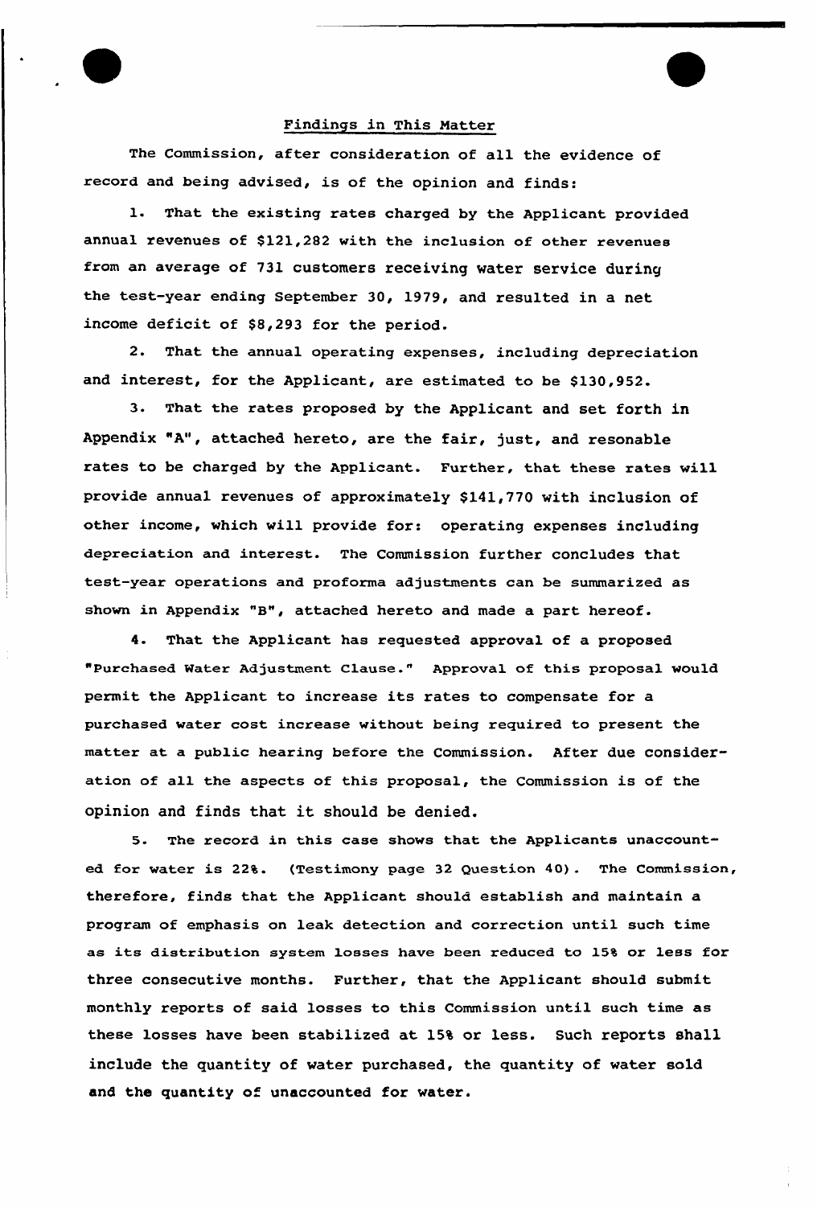## Findings in This Matter

The Commission, after consideration of all the evidence of record and being advised, is of the opinion and finds:

1. That the existing rates charged by the Applicant provided annual revenues of $121,282 with the inclusion of other revenues from an average of 731 customers receiving water service during the test-year ending September 30, 1979, and resulted in a net income deficit of $8,293 for the period.

2. That the annual operating expenses, including depreciation and interest, for the Applicant, are estimated to be $130,952.

3. That the rates proposed by the Applicant and set forth in Appendix "A", attached hereto, are the fair, just, and resonable rates to be charged by the Applicant. Further, that these rates will provide annual revenues of approximately $141,770 with inclusion of other income, which will provide for: operating expenses including depreciation and interest. The Commission further concludes that test-year operations and proforma adjustments can be summarized as shown in Appendix "B", attached hereto and made a part hereof.

4. That the Applicant has requested approval of a proposed "Purchased Water Adjustment Clause." Approval of this proposal would permit the Applicant to increase its rates to compensate for a purchased water cost increase without being required to present the matter at a public hearing before the Commission. After due consideration of all the aspects of this proposal, the Commission is of the opinion and finds that it should be denied.

5. The record in this case shows that the Applicants unaccounted for water is 22%. (Testimony page 32 Question 40). The Commission, therefore, finds that the Applicant should establish and maintain a program of emphasis on leak detection and correction until such time as its distribution system losses have been reduced to 15% or less for three consecutive months. Further, that the Applicant should submit monthly reports of said losses to this Commission until such time as these losses have been stabilized at 15% or less. Such reports shall include the quantity of water purchased, the quantity of water sold and the quantity of unaccounted for water.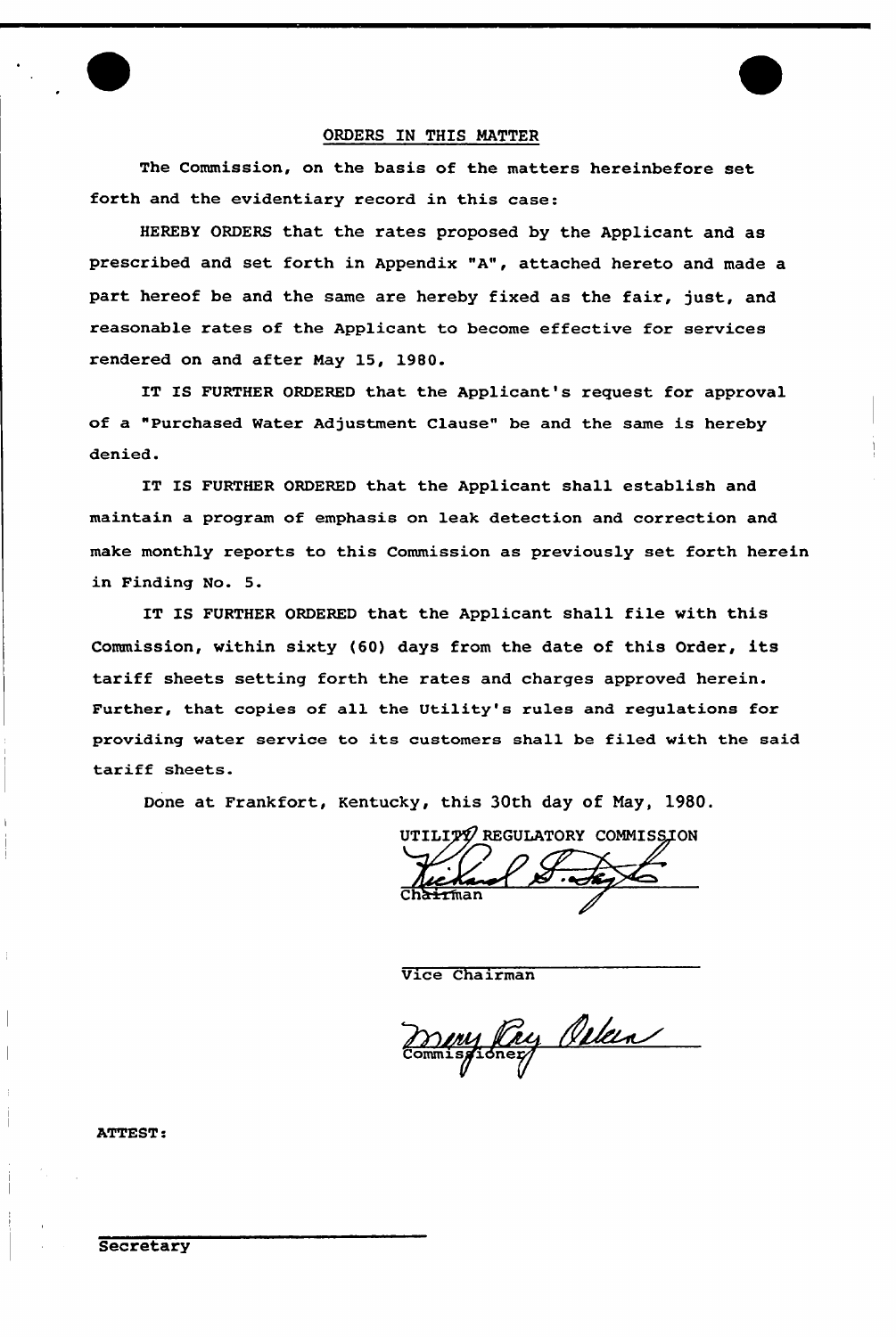## ORDERS IN THIS MATTER

The Commission, on the basis of the matters hereinbefore set forth and the evidentiary record in this case:

HEREBY ORDERS that the rates proposed by the Applicant and as prescribed and set forth in Appendix "A", attached hereto and made a part hereof be and the same are hereby fixed as the fair, just, and reasonable rates of the Applicant to become effective for services rendered on and after May 15, 1980.

IT IS FURTHER ORDERED that the Applicant's request for approval of a "Purchased Water Adjustment Clause" be and the same is hereby denied.

IT IS FURTHER ORDERED that the Applicant shall establish and maintain a program of emphasis on leak detection and correction and make monthly reports to this Commission as previously set forth herein in Finding No. 5.

IT IS FURTHER ORDERED that the Applicant shall file with this Commission, within sixty (60) days from the date of this Order, its tariff sheets setting forth the rates and charges approved herein. Further, that copies of all the Utility's rules and regulations for providing water service to its customers shall be filed with the said tariff sheets.

Done at Frankfort, Kentucky, this 30th day of May, 1980.

UTILITY REGULATORY COMMISSION

Chairman

Vice Chairman

Commissioner

ATTEST:

Secretary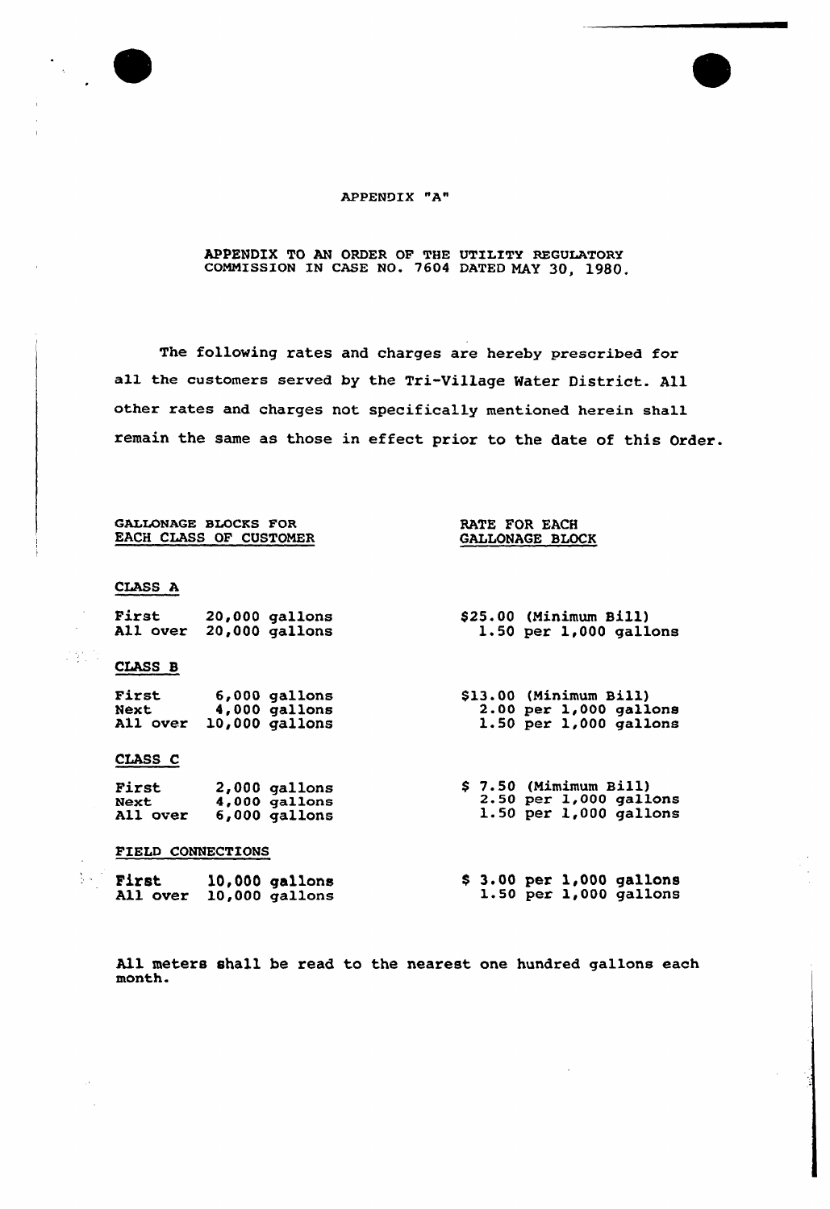APPENDIX "A"

APPENDIX TO AN ORDER OF THE UTILITY REGULATORY COMMISSION IN CASE NO. 7604 DATED MAY 30, 1980.

The following rates and charges are hereby prescribed for all the customers served by the Tri-Village Water District. All other rates and charges not specifically mentioned herein shall remain the same as those in effect prior to the date of this Order.

| GALLONAGE BLOCKS FOR EACH CLASS OF CUSTOMER | | RATE FOR EACH GALLONAGE BLOCK |
|---|---|---|
| **CLASS A** | | |
| First | 20,000 gallons | $25.00 (Minimum Bill) |
| All over | 20,000 gallons | 1.50 per 1,000 gallons |
| **CLASS B** | | |
| First | 6,000 gallons | $13.00 (Minimum Bill) |
| Next | 4,000 gallons | 2.00 per 1,000 gallons |
| All over | 10,000 gallons | 1.50 per 1,000 gallons |
| **CLASS C** | | |
| First | 2,000 gallons | $ 7.50 (Mimimum Bill) |
| Next | 4,000 gallons | 2.50 per 1,000 gallons |
| All over | 6,000 gallons | 1.50 per 1,000 gallons |
| **FIELD CONNECTIONS** | | |
| First | 10,000 gallons | $ 3.00 per 1,000 gallons |
| All over | 10,000 gallons | 1.50 per 1,000 gallons |

All meters shall be read to the nearest one hundred gallons each month.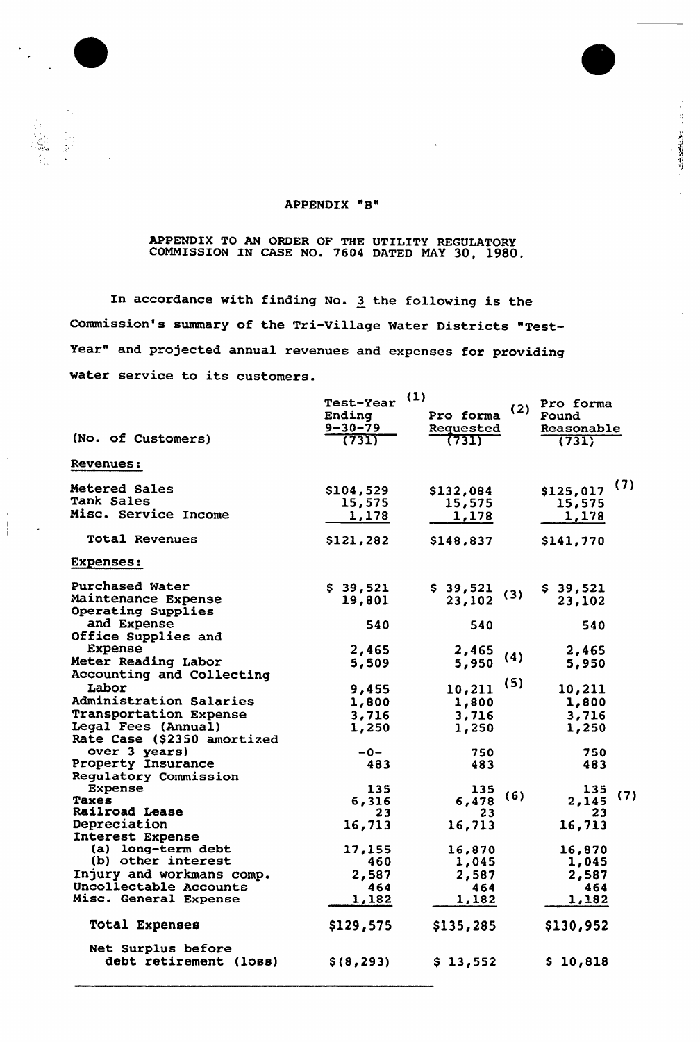APPENDIX "B"

APPENDIX TO AN ORDER OF THE UTILITY REGULATORY COMMISSION IN CASE NO. 7604 DATED MAY 30, 1980.

In accordance with finding No. 3 the following is the Commission's summary of the Tri-Village Water Districts "Test-Year" and projected annual revenues and expenses for providing water service to its customers.

| (No. of Customers) | Test-Year Ending 9-30-79 (731) | (1) Pro forma Requested (731) | (2) | Pro forma Found Reasonable (731) | |
|---|---|---|---|---|---|
| **Revenues:** | | | | | |
| Metered Sales | $104,529 | $132,084 | | $125,017 | (7) |
| Tank Sales | 15,575 | 15,575 | | 15,575 | |
| Misc. Service Income | 1,178 | 1,178 | | 1,178 | |
| Total Revenues | $121,282 | $148,837 | | $141,770 | |
| **Expenses:** | | | | | |
| Purchased Water | $ 39,521 | $ 39,521 | (3) | $ 39,521 | |
| Maintenance Expense | 19,801 | 23,102 | | 23,102 | |
| Operating Supplies and Expense | 540 | 540 | | 540 | |
| Office Supplies and Expense | 2,465 | 2,465 | (4) | 2,465 | |
| Meter Reading Labor | 5,509 | 5,950 | | 5,950 | |
| Accounting and Collecting Labor | 9,455 | 10,211 | (5) | 10,211 | |
| Administration Salaries | 1,800 | 1,800 | | 1,800 | |
| Transportation Expense | 3,716 | 3,716 | | 3,716 | |
| Legal Fees (Annual) | 1,250 | 1,250 | | 1,250 | |
| Rate Case ($2350 amortized over 3 years) | -0- | 750 | | 750 | |
| Property Insurance | 483 | 483 | | 483 | |
| Regulatory Commission Expense | 135 | 135 | (6) | 135 | (7) |
| Taxes | 6,316 | 6,478 | | 2,145 | |
| Railroad Lease | 23 | 23 | | 23 | |
| Depreciation | 16,713 | 16,713 | | 16,713 | |
| Interest Expense | | | | | |
| (a) long-term debt | 17,155 | 16,870 | | 16,870 | |
| (b) other interest | 460 | 1,045 | | 1,045 | |
| Injury and workmans comp. | 2,587 | 2,587 | | 2,587 | |
| Uncollectable Accounts | 464 | 464 | | 464 | |
| Misc. General Expense | 1,182 | 1,182 | | 1,182 | |
| **Total Expenses** | $129,575 | $135,285 | | $130,952 | |
| Net Surplus before debt retirement (loss) | $(8,293) | $ 13,552 | | $ 10,818 | |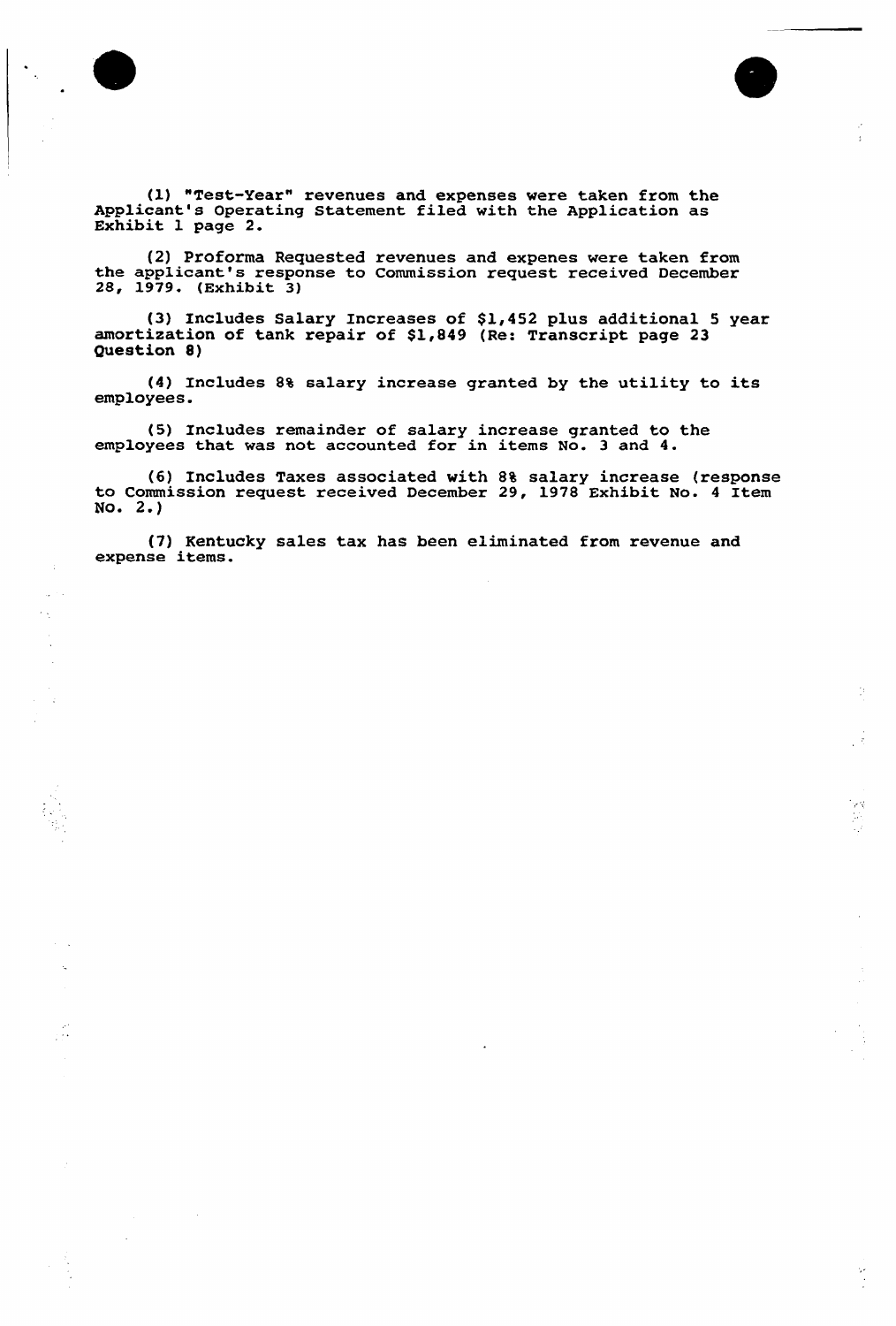(1) "Test-Year" revenues and expenses were taken from the Applicant's Operating Statement filed with the Application as Exhibit 1 page 2.

(2) Proforma Requested revenues and expenes were taken from the applicant's response to Commission request received December 28, 1979. (Exhibit 3)

(3) Includes Salary Increases of $1,452 plus additional 5 year amortization of tank repair of $1,849 (Re: Transcript page 23 Question 8)

(4) Includes 8% salary increase granted by the utility to its employees.

(5) Includes remainder of salary increase granted to the employees that was not accounted for in items No. 3 and 4.

(6) Includes Taxes associated with 8% salary increase (response to Commission request received December 29, 1978 Exhibit No. 4 Item No. 2.)

(7) Kentucky sales tax has been eliminated from revenue and expense items.